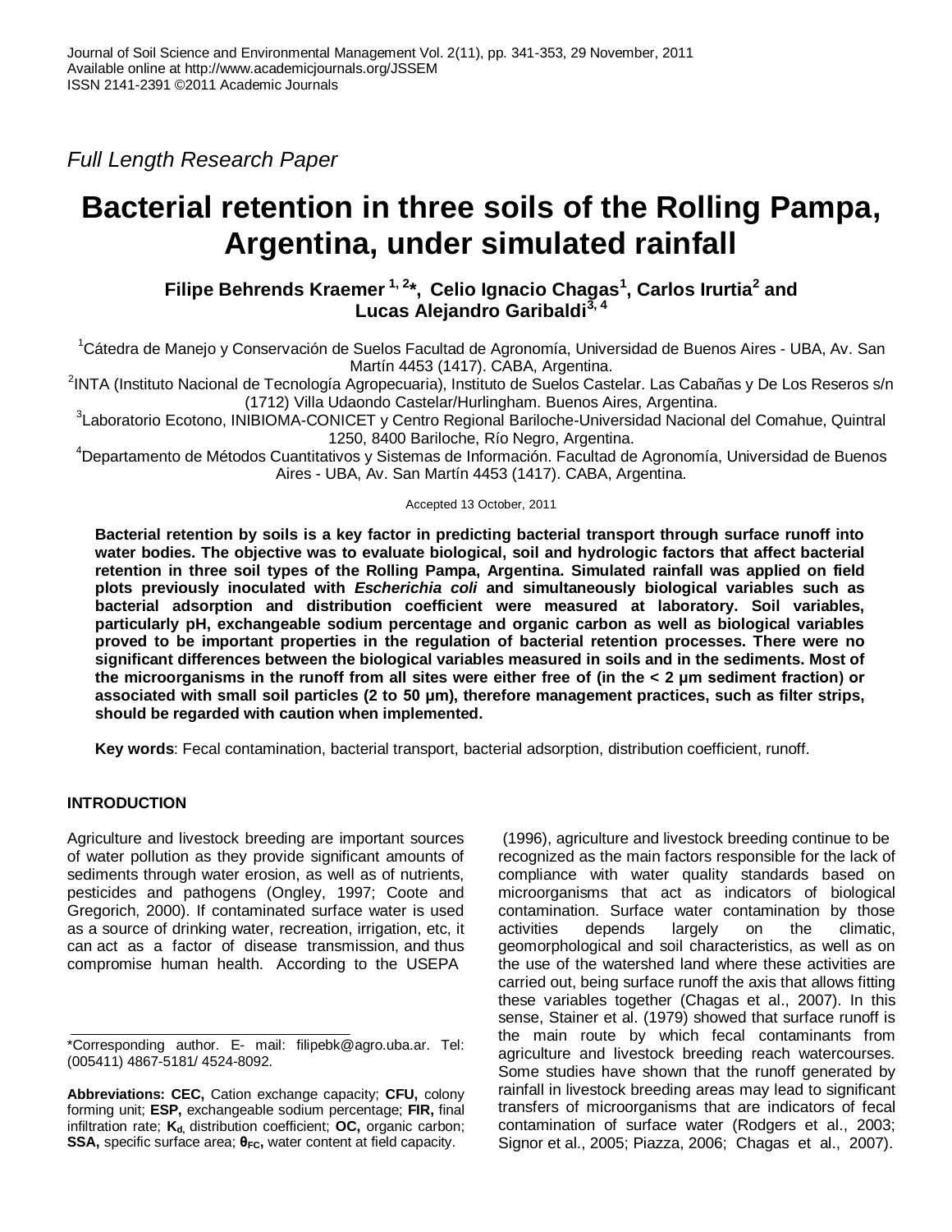Full Length Research Paper

# Bacterial retention in three soils of the Rolling Pampa, Argentina, under simulated rainfall

**Filipe Behrends Kraemer [1, 2]*, Celio Ignacio Chagas[1], Carlos Irurtia[2] and Lucas Alejandro Garibaldi[3, 4]**

[1]Cátedra de Manejo y Conservación de Suelos Facultad de Agronomía, Universidad de Buenos Aires - UBA, Av. San Martín 4453 (1417). CABA, Argentina.

[2]INTA (Instituto Nacional de Tecnología Agropecuaria), Instituto de Suelos Castelar. Las Cabañas y De Los Reseros s/n (1712) Villa Udaondo Castelar/Hurlingham. Buenos Aires, Argentina.

[3]Laboratorio Ecotono, INIBIOMA-CONICET y Centro Regional Bariloche-Universidad Nacional del Comahue, Quintral 1250, 8400 Bariloche, Río Negro, Argentina.

[4]Departamento de Métodos Cuantitativos y Sistemas de Información. Facultad de Agronomía, Universidad de Buenos Aires - UBA, Av. San Martín 4453 (1417). CABA, Argentina.

Accepted 13 October, 2011

**Bacterial retention by soils is a key factor in predicting bacterial transport through surface runoff into water bodies. The objective was to evaluate biological, soil and hydrologic factors that affect bacterial retention in three soil types of the Rolling Pampa, Argentina. Simulated rainfall was applied on field plots previously inoculated with *Escherichia coli* and simultaneously biological variables such as bacterial adsorption and distribution coefficient were measured at laboratory. Soil variables, particularly pH, exchangeable sodium percentage and organic carbon as well as biological variables proved to be important properties in the regulation of bacterial retention processes. There were no significant differences between the biological variables measured in soils and in the sediments. Most of the microorganisms in the runoff from all sites were either free of (in the < 2 μm sediment fraction) or associated with small soil particles (2 to 50 μm), therefore management practices, such as filter strips, should be regarded with caution when implemented.**

**Key words**: Fecal contamination, bacterial transport, bacterial adsorption, distribution coefficient, runoff.

## INTRODUCTION

Agriculture and livestock breeding are important sources of water pollution as they provide significant amounts of sediments through water erosion, as well as of nutrients, pesticides and pathogens (Ongley, 1997; Coote and Gregorich, 2000). If contaminated surface water is used as a source of drinking water, recreation, irrigation, etc, it can act as a factor of disease transmission, and thus compromise human health. According to the USEPA (1996), agriculture and livestock breeding continue to be recognized as the main factors responsible for the lack of compliance with water quality standards based on microorganisms that act as indicators of biological contamination. Surface water contamination by those activities depends largely on the climatic, geomorphological and soil characteristics, as well as on the use of the watershed land where these activities are carried out, being surface runoff the axis that allows fitting these variables together (Chagas et al., 2007). In this sense, Stainer et al. (1979) showed that surface runoff is the main route by which fecal contaminants from agriculture and livestock breeding reach watercourses. Some studies have shown that the runoff generated by rainfall in livestock breeding areas may lead to significant transfers of microorganisms that are indicators of fecal contamination of surface water (Rodgers et al., 2003; Signor et al., 2005; Piazza, 2006; Chagas et al., 2007).

\*Corresponding author. E- mail: filipebk@agro.uba.ar. Tel: (005411) 4867-5181/ 4524-8092.

**Abbreviations: CEC,** Cation exchange capacity; **CFU,** colony forming unit; **ESP,** exchangeable sodium percentage; **FIR,** final infiltration rate; **$K_d$,** distribution coefficient; **OC,** organic carbon; **SSA,** specific surface area; **$\theta_{FC}$,** water content at field capacity.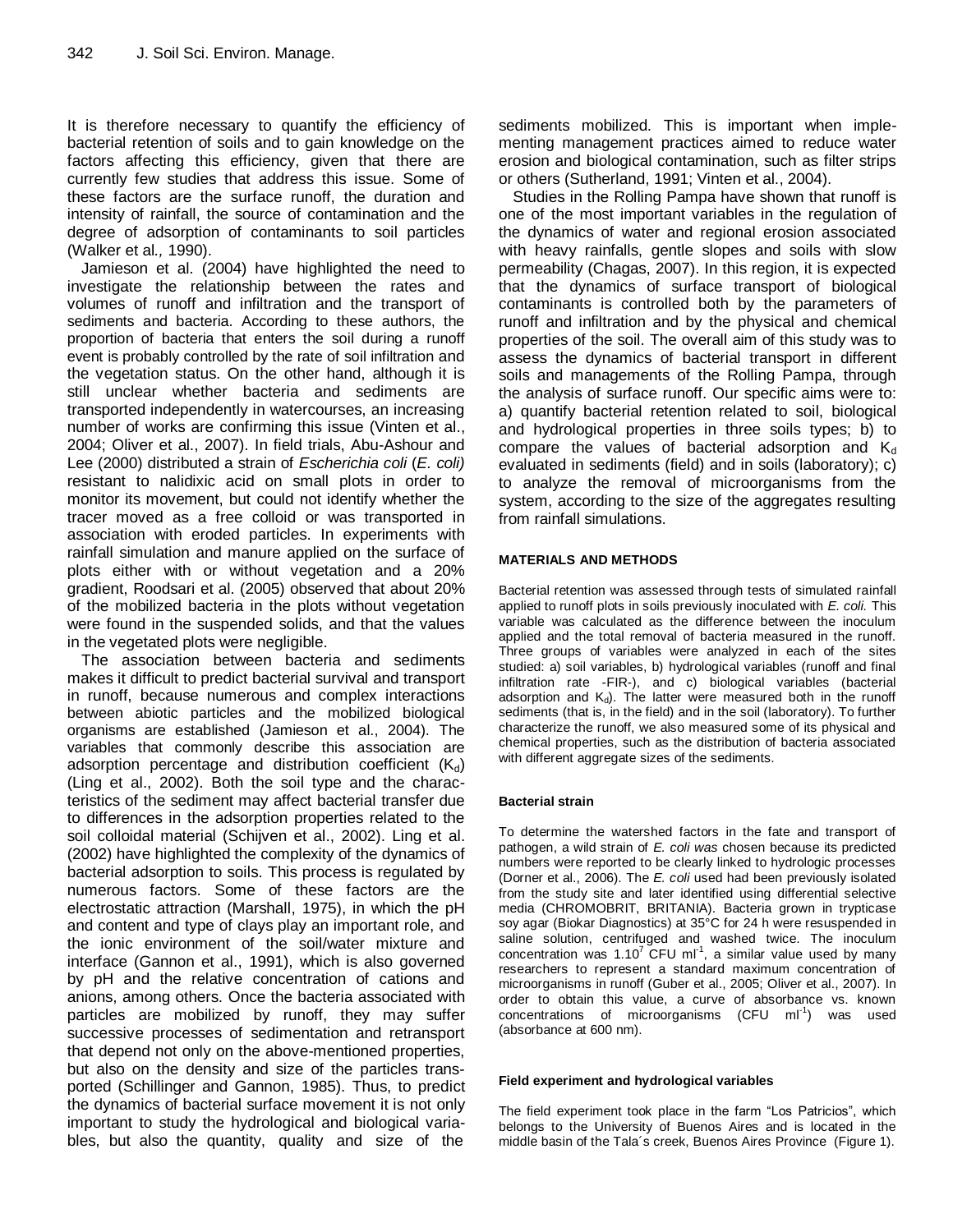It is therefore necessary to quantify the efficiency of bacterial retention of soils and to gain knowledge on the factors affecting this efficiency, given that there are currently few studies that address this issue. Some of these factors are the surface runoff, the duration and intensity of rainfall, the source of contamination and the degree of adsorption of contaminants to soil particles (Walker et al*.,* 1990).

Jamieson et al. (2004) have highlighted the need to investigate the relationship between the rates and volumes of runoff and infiltration and the transport of sediments and bacteria. According to these authors, the proportion of bacteria that enters the soil during a runoff event is probably controlled by the rate of soil infiltration and the vegetation status. On the other hand, although it is still unclear whether bacteria and sediments are transported independently in watercourses, an increasing number of works are confirming this issue (Vinten et al., 2004; Oliver et al., 2007). In field trials, Abu-Ashour and Lee (2000) distributed a strain of *Escherichia coli* (*E. coli)* resistant to nalidixic acid on small plots in order to monitor its movement, but could not identify whether the tracer moved as a free colloid or was transported in association with eroded particles. In experiments with rainfall simulation and manure applied on the surface of plots either with or without vegetation and a 20% gradient, Roodsari et al. (2005) observed that about 20% of the mobilized bacteria in the plots without vegetation were found in the suspended solids, and that the values in the vegetated plots were negligible.

The association between bacteria and sediments makes it difficult to predict bacterial survival and transport in runoff, because numerous and complex interactions between abiotic particles and the mobilized biological organisms are established (Jamieson et al., 2004). The variables that commonly describe this association are adsorption percentage and distribution coefficient ($K_d$) (Ling et al., 2002). Both the soil type and the characteristics of the sediment may affect bacterial transfer due to differences in the adsorption properties related to the soil colloidal material (Schijven et al., 2002). Ling et al. (2002) have highlighted the complexity of the dynamics of bacterial adsorption to soils. This process is regulated by numerous factors. Some of these factors are the electrostatic attraction (Marshall, 1975), in which the pH and content and type of clays play an important role, and the ionic environment of the soil/water mixture and interface (Gannon et al., 1991), which is also governed by pH and the relative concentration of cations and anions, among others. Once the bacteria associated with particles are mobilized by runoff, they may suffer successive processes of sedimentation and retransport that depend not only on the above-mentioned properties, but also on the density and size of the particles transported (Schillinger and Gannon, 1985). Thus, to predict the dynamics of bacterial surface movement it is not only important to study the hydrological and biological variables, but also the quantity, quality and size of the sediments mobilized. This is important when implementing management practices aimed to reduce water erosion and biological contamination, such as filter strips or others (Sutherland, 1991; Vinten et al., 2004).

Studies in the Rolling Pampa have shown that runoff is one of the most important variables in the regulation of the dynamics of water and regional erosion associated with heavy rainfalls, gentle slopes and soils with slow permeability (Chagas, 2007). In this region, it is expected that the dynamics of surface transport of biological contaminants is controlled both by the parameters of runoff and infiltration and by the physical and chemical properties of the soil. The overall aim of this study was to assess the dynamics of bacterial transport in different soils and managements of the Rolling Pampa, through the analysis of surface runoff. Our specific aims were to: a) quantify bacterial retention related to soil, biological and hydrological properties in three soils types; b) to compare the values of bacterial adsorption and $K_d$ evaluated in sediments (field) and in soils (laboratory); c) to analyze the removal of microorganisms from the system, according to the size of the aggregates resulting from rainfall simulations.

## MATERIALS AND METHODS

Bacterial retention was assessed through tests of simulated rainfall applied to runoff plots in soils previously inoculated with *E. coli.* This variable was calculated as the difference between the inoculum applied and the total removal of bacteria measured in the runoff. Three groups of variables were analyzed in each of the sites studied: a) soil variables, b) hydrological variables (runoff and final infiltration rate -FIR-), and c) biological variables (bacterial adsorption and $K_d$). The latter were measured both in the runoff sediments (that is, in the field) and in the soil (laboratory). To further characterize the runoff, we also measured some of its physical and chemical properties, such as the distribution of bacteria associated with different aggregate sizes of the sediments.

### Bacterial strain

To determine the watershed factors in the fate and transport of pathogen, a wild strain of *E. coli was* chosen because its predicted numbers were reported to be clearly linked to hydrologic processes (Dorner et al., 2006). The *E. coli* used had been previously isolated from the study site and later identified using differential selective media (CHROMOBRIT, BRITANIA). Bacteria grown in trypticase soy agar (Biokar Diagnostics) at 35°C for 24 h were resuspended in saline solution, centrifuged and washed twice. The inoculum concentration was $1.10^7$ CFU $ml^{-1}$, a similar value used by many researchers to represent a standard maximum concentration of microorganisms in runoff (Guber et al., 2005; Oliver et al., 2007). In order to obtain this value, a curve of absorbance vs. known concentrations of microorganisms (CFU $ml^{-1}$) was used (absorbance at 600 nm).

### Field experiment and hydrological variables

The field experiment took place in the farm "Los Patricios", which belongs to the University of Buenos Aires and is located in the middle basin of the Tala´s creek, Buenos Aires Province (Figure 1).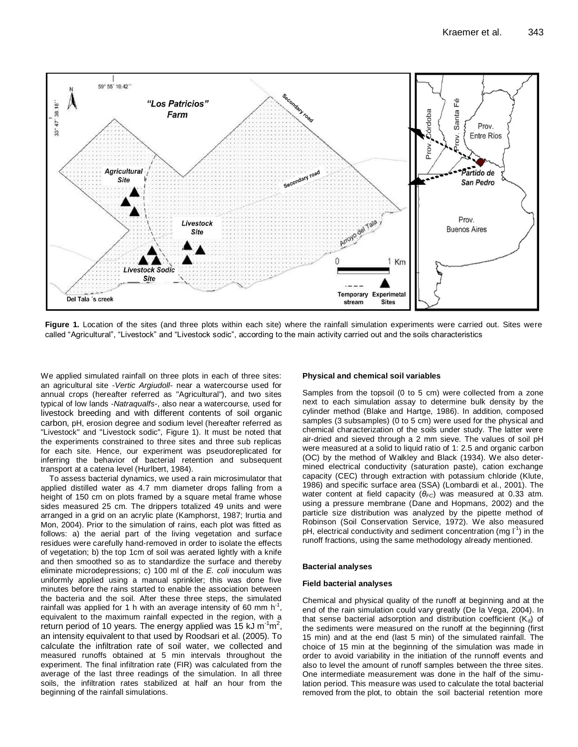**Figure 1.** Location of the sites (and three plots within each site) where the rainfall simulation experiments were carried out. Sites were called "Agricultural", "Livestock" and "Livestock sodic", according to the main activity carried out and the soils characteristics

We applied simulated rainfall on three plots in each of three sites: an agricultural site -*Vertic Argiudoll*- near a watercourse used for annual crops (hereafter referred as "Agricultural"), and two sites typical of low lands -*Natraqualfs*-, also near a watercourse, used for livestock breeding and with different contents of soil organic carbon, pH, erosion degree and sodium level (hereafter referred as "Livestock" and "Livestock sodic", Figure 1). It must be noted that the experiments constrained to three sites and three sub replicas for each site. Hence, our experiment was pseudoreplicated for inferring the behavior of bacterial retention and subsequent transport at a catena level (Hurlbert, 1984).

To assess bacterial dynamics, we used a rain microsimulator that applied distilled water as 4.7 mm diameter drops falling from a height of 150 cm on plots framed by a square metal frame whose sides measured 25 cm. The drippers totalized 49 units and were arranged in a grid on an acrylic plate (Kamphorst, 1987; Irurtia and Mon, 2004). Prior to the simulation of rains, each plot was fitted as follows: a) the aerial part of the living vegetation and surface residues were carefully hand-removed in order to isolate the effects of vegetation; b) the top 1cm of soil was aerated lightly with a knife and then smoothed so as to standardize the surface and thereby eliminate microdepressions; c) 100 ml of the *E. coli* inoculum was uniformly applied using a manual sprinkler; this was done five minutes before the rains started to enable the association between the bacteria and the soil. After these three steps, the simulated rainfall was applied for 1 h with an average intensity of 60 mm $h^{-1}$, equivalent to the maximum rainfall expected in the region, with a return period of 10 years. The energy applied was 15 kJ $m^{-1}m^{2}$, an intensity equivalent to that used by Roodsari et al. (2005). To calculate the infiltration rate of soil water, we collected and measured runoffs obtained at 5 min intervals throughout the experiment. The final infiltration rate (FIR) was calculated from the average of the last three readings of the simulation. In all three soils, the infiltration rates stabilized at half an hour from the beginning of the rainfall simulations.

### Physical and chemical soil variables

Samples from the topsoil (0 to 5 cm) were collected from a zone next to each simulation assay to determine bulk density by the cylinder method (Blake and Hartge, 1986). In addition, composed samples (3 subsamples) (0 to 5 cm) were used for the physical and chemical characterization of the soils under study. The latter were air-dried and sieved through a 2 mm sieve. The values of soil pH were measured at a solid to liquid ratio of 1: 2.5 and organic carbon (OC) by the method of Walkley and Black (1934). We also determined electrical conductivity (saturation paste), cation exchange capacity (CEC) through extraction with potassium chloride (Klute, 1986) and specific surface area (SSA) (Lombardi et al., 2001). The water content at field capacity ($\theta_{FC}$) was measured at 0.33 atm. using a pressure membrane (Dane and Hopmans, 2002) and the particle size distribution was analyzed by the pipette method of Robinson (Soil Conservation Service, 1972). We also measured pH, electrical conductivity and sediment concentration (mg $l^{-1}$) in the runoff fractions, using the same methodology already mentioned.

### Bacterial analyses

#### Field bacterial analyses

Chemical and physical quality of the runoff at beginning and at the end of the rain simulation could vary greatly (De la Vega, 2004). In that sense bacterial adsorption and distribution coefficient ($K_d$) of the sediments were measured on the runoff at the beginning (first 15 min) and at the end (last 5 min) of the simulated rainfall. The choice of 15 min at the beginning of the simulation was made in order to avoid variability in the initiation of the runnoff events and also to level the amount of runoff samples between the three sites. One intermediate measurement was done in the half of the simulation period. This measure was used to calculate the total bacterial removed from the plot, to obtain the soil bacterial retention more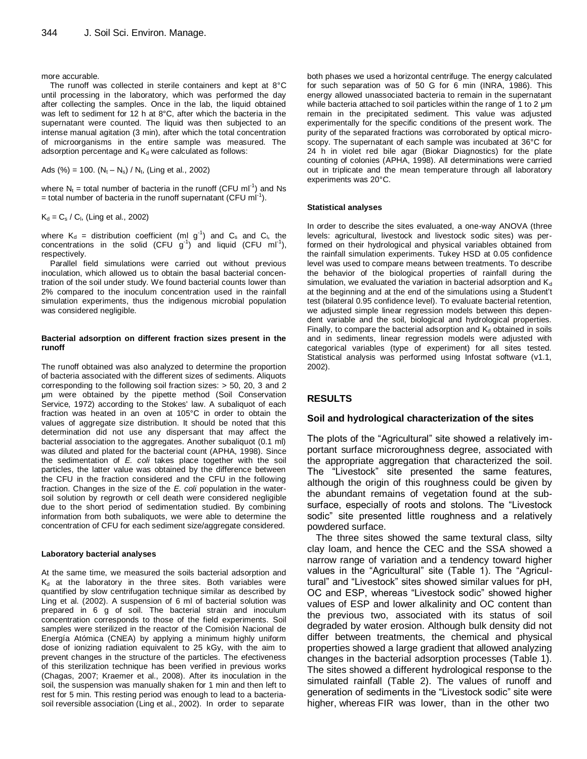more accurable.

The runoff was collected in sterile containers and kept at 8°C until processing in the laboratory, which was performed the day after collecting the samples. Once in the lab, the liquid obtained was left to sediment for 12 h at 8°C, after which the bacteria in the supernatant were counted. The liquid was then subjected to an intense manual agitation (3 min), after which the total concentration of microorganisms in the entire sample was measured. The adsorption percentage and $K_d$ were calculated as follows:

Ads (%) = 100. $(N_t – N_s) / N_t$, (Ling et al., 2002)

where $N_t$ = total number of bacteria in the runoff (CFU $ml^{-1}$) and Ns = total number of bacteria in the runoff supernatant (CFU $ml^{-1}$).

$K_d = C_s / C_l$, (Ling et al., 2002)

where $K_d$ = distribution coefficient (ml $g^{-1}$) and $C_s$ and $C_l$, the concentrations in the solid (CFU $g^{-1}$) and liquid (CFU $ml^{-1}$), respectively.

Parallel field simulations were carried out without previous inoculation, which allowed us to obtain the basal bacterial concentration of the soil under study. We found bacterial counts lower than 2% compared to the inoculum concentration used in the rainfall simulation experiments, thus the indigenous microbial population was considered negligible.

#### Bacterial adsorption on different fraction sizes present in the runoff

The runoff obtained was also analyzed to determine the proportion of bacteria associated with the different sizes of sediments. Aliquots corresponding to the following soil fraction sizes: > 50, 20, 3 and 2 µm were obtained by the pipette method (Soil Conservation Service, 1972) according to the Stokes' law. A subaliquot of each fraction was heated in an oven at 105°C in order to obtain the values of aggregate size distribution. It should be noted that this determination did not use any dispersant that may affect the bacterial association to the aggregates. Another subaliquot (0.1 ml) was diluted and plated for the bacterial count (APHA, 1998). Since the sedimentation of *E. coli* takes place together with the soil particles, the latter value was obtained by the difference between the CFU in the fraction considered and the CFU in the following fraction. Changes in the size of the *E. coli* population in the water-soil solution by regrowth or cell death were considered negligible due to the short period of sedimentation studied. By combining information from both subaliquots, we were able to determine the concentration of CFU for each sediment size/aggregate considered.

#### Laboratory bacterial analyses

At the same time, we measured the soils bacterial adsorption and $K_d$ at the laboratory in the three sites. Both variables were quantified by slow centrifugation technique similar as described by Ling et al. (2002). A suspension of 6 ml of bacterial solution was prepared in 6 g of soil. The bacterial strain and inoculum concentration corresponds to those of the field experiments. Soil samples were sterilized in the reactor of the Comisión Nacional de Energía Atómica (CNEA) by applying a minimum highly uniform dose of ionizing radiation equivalent to 25 kGy, with the aim to prevent changes in the structure of the particles. The efectiveness of this sterilization technique has been verified in previous works (Chagas, 2007; Kraemer et al., 2008). After its inoculation in the soil, the suspension was manually shaken for 1 min and then left to rest for 5 min. This resting period was enough to lead to a bacteria-soil reversible association (Ling et al., 2002). In order to separate both phases we used a horizontal centrifuge. The energy calculated for such separation was of 50 G for 6 min (INRA, 1986). This energy allowed unassociated bacteria to remain in the supernatant while bacteria attached to soil particles within the range of 1 to 2 µm remain in the precipitated sediment. This value was adjusted experimentally for the specific conditions of the present work. The purity of the separated fractions was corroborated by optical microscopy. The supernatant of each sample was incubated at 36°C for 24 h in violet red bile agar (Biokar Diagnostics) for the plate counting of colonies (APHA, 1998). All determinations were carried out in triplicate and the mean temperature through all laboratory experiments was 20°C.

#### Statistical analyses

In order to describe the sites evaluated, a one-way ANOVA (three levels: agricultural, livestock and livestock sodic sites) was performed on their hydrological and physical variables obtained from the rainfall simulation experiments. Tukey HSD at 0.05 confidence level was used to compare means between treatments. To describe the behavior of the biological properties of rainfall during the simulation, we evaluated the variation in bacterial adsorption and $K_d$ at the beginning and at the end of the simulations using a Student't test (bilateral 0.95 confidence level). To evaluate bacterial retention, we adjusted simple linear regression models between this dependent variable and the soil, biological and hydrological properties. Finally, to compare the bacterial adsorption and $K_d$ obtained in soils and in sediments, linear regression models were adjusted with categorical variables (type of experiment) for all sites tested. Statistical analysis was performed using Infostat software (v1.1, 2002).

## RESULTS

### Soil and hydrological characterization of the sites

The plots of the "Agricultural" site showed a relatively important surface microroughness degree, associated with the appropriate aggregation that characterized the soil. The "Livestock" site presented the same features, although the origin of this roughness could be given by the abundant remains of vegetation found at the subsurface, especially of roots and stolons. The "Livestock sodic" site presented little roughness and a relatively powdered surface.

The three sites showed the same textural class, silty clay loam, and hence the CEC and the SSA showed a narrow range of variation and a tendency toward higher values in the "Agricultural" site (Table 1). The "Agricultural" and "Livestock" sites showed similar values for pH, OC and ESP, whereas "Livestock sodic" showed higher values of ESP and lower alkalinity and OC content than the previous two, associated with its status of soil degraded by water erosion. Although bulk density did not differ between treatments, the chemical and physical properties showed a large gradient that allowed analyzing changes in the bacterial adsorption processes (Table 1). The sites showed a different hydrological response to the simulated rainfall (Table 2). The values of runoff and generation of sediments in the "Livestock sodic" site were higher, whereas FIR was lower, than in the other two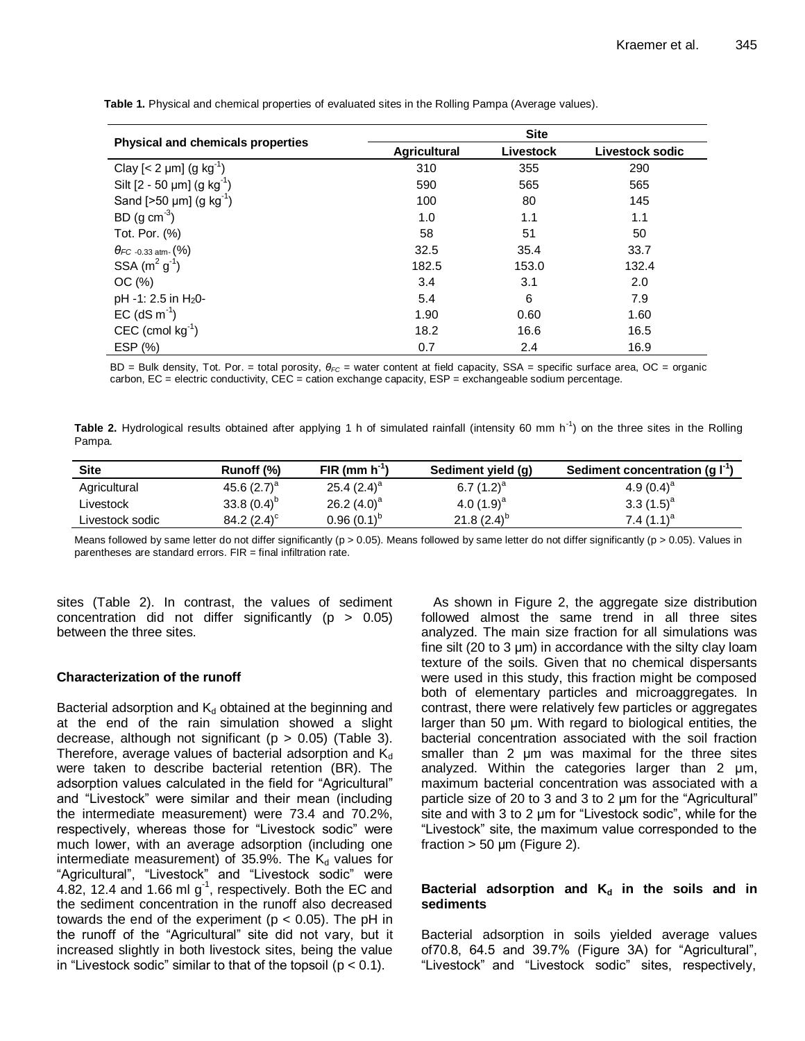**Table 1.** Physical and chemical properties of evaluated sites in the Rolling Pampa (Average values).

| Physical and chemicals properties | Site | | |
|---|---|---|---|
| | Agricultural | Livestock | Livestock sodic |
| Clay [< 2 μm] (g $kg^{-1}$) | 310 | 355 | 290 |
| Silt [2 - 50 μm] (g $kg^{-1}$) | 590 | 565 | 565 |
| Sand [>50 μm] (g $kg^{-1}$) | 100 | 80 | 145 |
| BD (g $cm^{-3}$) | 1.0 | 1.1 | 1.1 |
| Tot. Por. (%) | 58 | 51 | 50 |
| $\theta_{FC\ -0.33\ atm}$ (%) | 32.5 | 35.4 | 33.7 |
| SSA ($m^2$ $g^{-1}$) | 182.5 | 153.0 | 132.4 |
| OC (%) | 3.4 | 3.1 | 2.0 |
| pH -1: 2.5 in $H_2O$- | 5.4 | 6 | 7.9 |
| EC (dS $m^{-1}$) | 1.90 | 0.60 | 1.60 |
| CEC (cmol $kg^{-1}$) | 18.2 | 16.6 | 16.5 |
| ESP (%) | 0.7 | 2.4 | 16.9 |

BD = Bulk density, Tot. Por. = total porosity, $\theta_{FC}$ = water content at field capacity, SSA = specific surface area, OC = organic carbon, EC = electric conductivity, CEC = cation exchange capacity, ESP = exchangeable sodium percentage.

**Table 2.** Hydrological results obtained after applying 1 h of simulated rainfall (intensity 60 mm $h^{-1}$) on the three sites in the Rolling Pampa.

| Site | Runoff (%) | FIR (mm $h^{-1}$) | Sediment yield (g) | Sediment concentration (g $l^{-1}$) |
|---|---|---|---|---|
| Agricultural | 45.6 (2.7)$^a$ | 25.4 (2.4)$^a$ | 6.7 (1.2)$^a$ | 4.9 (0.4)$^a$ |
| Livestock | 33.8 (0.4)$^b$ | 26.2 (4.0)$^a$ | 4.0 (1.9)$^a$ | 3.3 (1.5)$^a$ |
| Livestock sodic | 84.2 (2.4)$^c$ | 0.96 (0.1)$^b$ | 21.8 (2.4)$^b$ | 7.4 (1.1)$^a$ |

Means followed by same letter do not differ significantly ($p > 0.05$). Means followed by same letter do not differ significantly ($p > 0.05$). Values in parentheses are standard errors. FIR = final infiltration rate.

sites (Table 2). In contrast, the values of sediment concentration did not differ significantly ($p > 0.05$) between the three sites.

## Characterization of the runoff

Bacterial adsorption and $K_d$ obtained at the beginning and at the end of the rain simulation showed a slight decrease, although not significant ($p > 0.05$) (Table 3). Therefore, average values of bacterial adsorption and $K_d$ were taken to describe bacterial retention (BR). The adsorption values calculated in the field for "Agricultural" and "Livestock" were similar and their mean (including the intermediate measurement) were 73.4 and 70.2%, respectively, whereas those for "Livestock sodic" were much lower, with an average adsorption (including one intermediate measurement) of 35.9%. The $K_d$ values for "Agricultural", "Livestock" and "Livestock sodic" were 4.82, 12.4 and 1.66 ml $g^{-1}$, respectively. Both the EC and the sediment concentration in the runoff also decreased towards the end of the experiment ($p < 0.05$). The pH in the runoff of the "Agricultural" site did not vary, but it increased slightly in both livestock sites, being the value in "Livestock sodic" similar to that of the topsoil ($p < 0.1$).

As shown in Figure 2, the aggregate size distribution followed almost the same trend in all three sites analyzed. The main size fraction for all simulations was fine silt (20 to 3 μm) in accordance with the silty clay loam texture of the soils. Given that no chemical dispersants were used in this study, this fraction might be composed both of elementary particles and microaggregates. In contrast, there were relatively few particles or aggregates larger than 50 μm. With regard to biological entities, the bacterial concentration associated with the soil fraction smaller than 2 μm was maximal for the three sites analyzed. Within the categories larger than 2 μm, maximum bacterial concentration was associated with a particle size of 20 to 3 and 3 to 2 μm for the "Agricultural" site and with 3 to 2 μm for "Livestock sodic", while for the "Livestock" site, the maximum value corresponded to the fraction > 50 μm (Figure 2).

## Bacterial adsorption and $K_d$ in the soils and in sediments

Bacterial adsorption in soils yielded average values of70.8, 64.5 and 39.7% (Figure 3A) for "Agricultural", "Livestock" and "Livestock sodic" sites, respectively,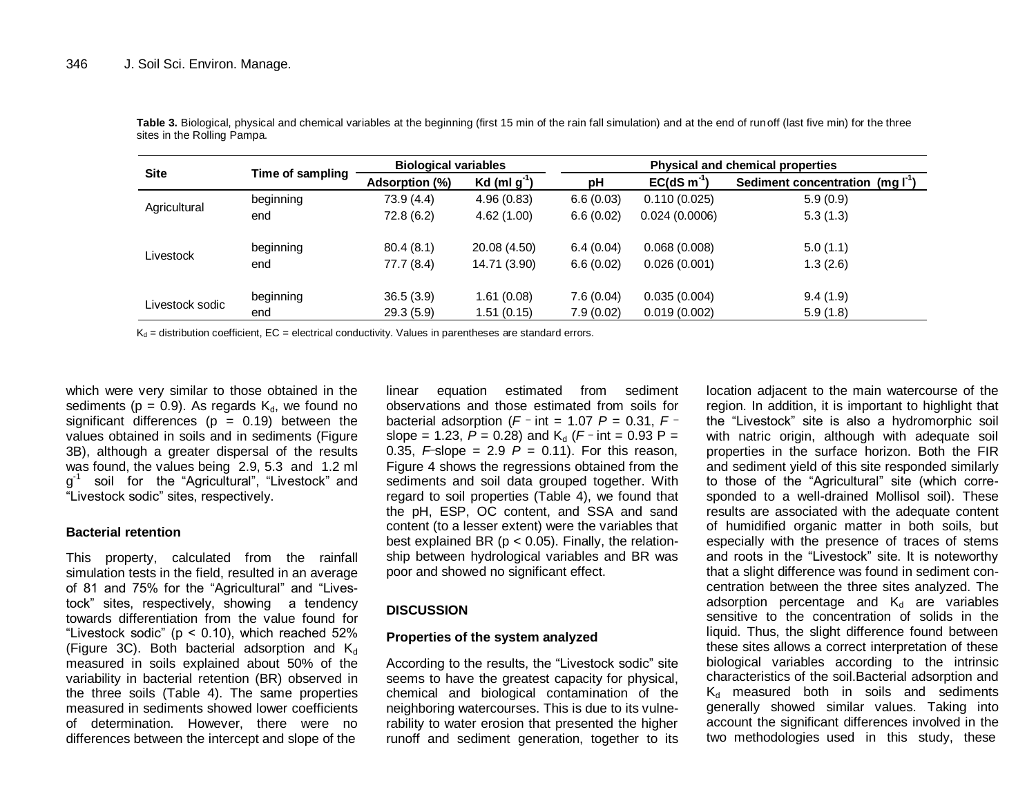**Table 3.** Biological, physical and chemical variables at the beginning (first 15 min of the rain fall simulation) and at the end of runoff (last five min) for the three sites in the Rolling Pampa.

| Site | Time of sampling | Biological variables | | Physical and chemical properties | | |
|---|---|---|---|---|---|---|
| | | Adsorption (%) | Kd (ml $g^{-1}$) | pH | EC(dS $m^{-1}$) | Sediment concentration (mg $l^{-1}$) |
| Agricultural | beginning | 73.9 (4.4) | 4.96 (0.83) | 6.6 (0.03) | 0.110 (0.025) | 5.9 (0.9) |
| | end | 72.8 (6.2) | 4.62 (1.00) | 6.6 (0.02) | 0.024 (0.0006) | 5.3 (1.3) |
| Livestock | beginning | 80.4 (8.1) | 20.08 (4.50) | 6.4 (0.04) | 0.068 (0.008) | 5.0 (1.1) |
| | end | 77.7 (8.4) | 14.71 (3.90) | 6.6 (0.02) | 0.026 (0.001) | 1.3 (2.6) |
| Livestock sodic | beginning | 36.5 (3.9) | 1.61 (0.08) | 7.6 (0.04) | 0.035 (0.004) | 9.4 (1.9) |
| | end | 29.3 (5.9) | 1.51 (0.15) | 7.9 (0.02) | 0.019 (0.002) | 5.9 (1.8) |

$K_d$ = distribution coefficient, EC = electrical conductivity. Values in parentheses are standard errors.

which were very similar to those obtained in the sediments ($p = 0.9$). As regards $K_d$, we found no significant differences ($p = 0.19$) between the values obtained in soils and in sediments (Figure 3B), although a greater dispersal of the results was found, the values being 2.9, 5.3 and 1.2 ml $g^{-1}$ soil for the "Agricultural", "Livestock" and "Livestock sodic" sites, respectively.

### Bacterial retention

This property, calculated from the rainfall simulation tests in the field, resulted in an average of 81 and 75% for the "Agricultural" and "Livestock" sites, respectively, showing a tendency towards differentiation from the value found for "Livestock sodic" ($p < 0.10$), which reached 52% (Figure 3C). Both bacterial adsorption and $K_d$ measured in soils explained about 50% of the variability in bacterial retention (BR) observed in the three soils (Table 4). The same properties measured in sediments showed lower coefficients of determination. However, there were no differences between the intercept and slope of the linear equation estimated from sediment observations and those estimated from soils for bacterial adsorption ($F$-int = 1.07 $P$ = 0.31, $F$-slope = 1.23, $P$ = 0.28) and $K_d$ ($F$-int = 0.93 P = 0.35, $F$-slope = 2.9 $P$ = 0.11). For this reason, Figure 4 shows the regressions obtained from the sediments and soil data grouped together. With regard to soil properties (Table 4), we found that the pH, ESP, OC content, and SSA and sand content (to a lesser extent) were the variables that best explained BR ($p < 0.05$). Finally, the relationship between hydrological variables and BR was poor and showed no significant effect.

## DISCUSSION

### Properties of the system analyzed

According to the results, the "Livestock sodic" site seems to have the greatest capacity for physical, chemical and biological contamination of the neighboring watercourses. This is due to its vulnerability to water erosion that presented the higher runoff and sediment generation, together to its location adjacent to the main watercourse of the region. In addition, it is important to highlight that the "Livestock" site is also a hydromorphic soil with natric origin, although with adequate soil properties in the surface horizon. Both the FIR and sediment yield of this site responded similarly to those of the "Agricultural" site (which corresponded to a well-drained Mollisol soil). These results are associated with the adequate content of humidified organic matter in both soils, but especially with the presence of traces of stems and roots in the "Livestock" site. It is noteworthy that a slight difference was found in sediment concentration between the three sites analyzed. The adsorption percentage and $K_d$ are variables sensitive to the concentration of solids in the liquid. Thus, the slight difference found between these sites allows a correct interpretation of these biological variables according to the intrinsic characteristics of the soil.Bacterial adsorption and $K_d$ measured both in soils and sediments generally showed similar values. Taking into account the significant differences involved in the two methodologies used in this study, these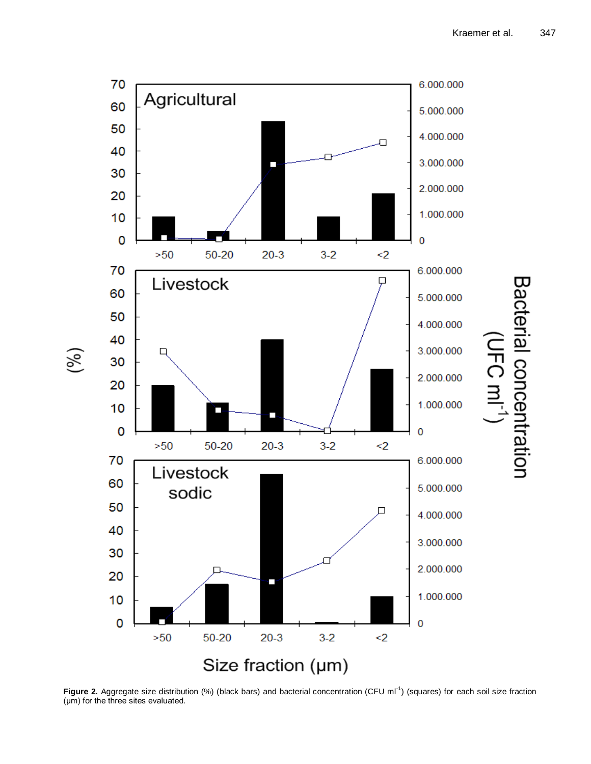**Figure 2.** Aggregate size distribution (%) (black bars) and bacterial concentration (CFU ml$^{-1}$) (squares) for each soil size fraction (µm) for the three sites evaluated.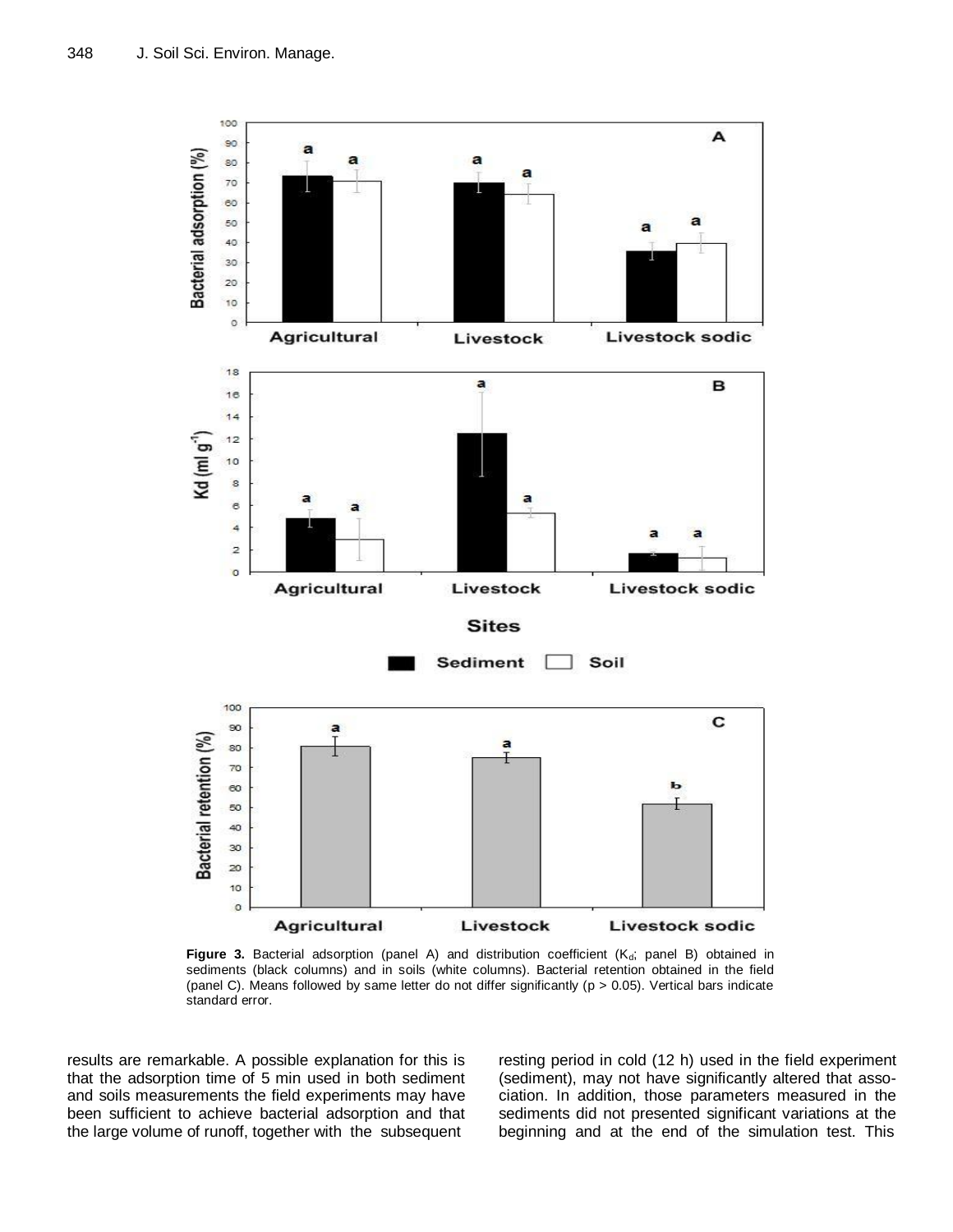Figure 3. Bacterial adsorption (panel A) and distribution coefficient ($K_d$; panel B) obtained in sediments (black columns) and in soils (white columns). Bacterial retention obtained in the field (panel C). Means followed by same letter do not differ significantly ($p > 0.05$). Vertical bars indicate standard error.

results are remarkable. A possible explanation for this is that the adsorption time of 5 min used in both sediment and soils measurements the field experiments may have been sufficient to achieve bacterial adsorption and that the large volume of runoff, together with the subsequent resting period in cold (12 h) used in the field experiment (sediment), may not have significantly altered that association. In addition, those parameters measured in the sediments did not presented significant variations at the beginning and at the end of the simulation test. This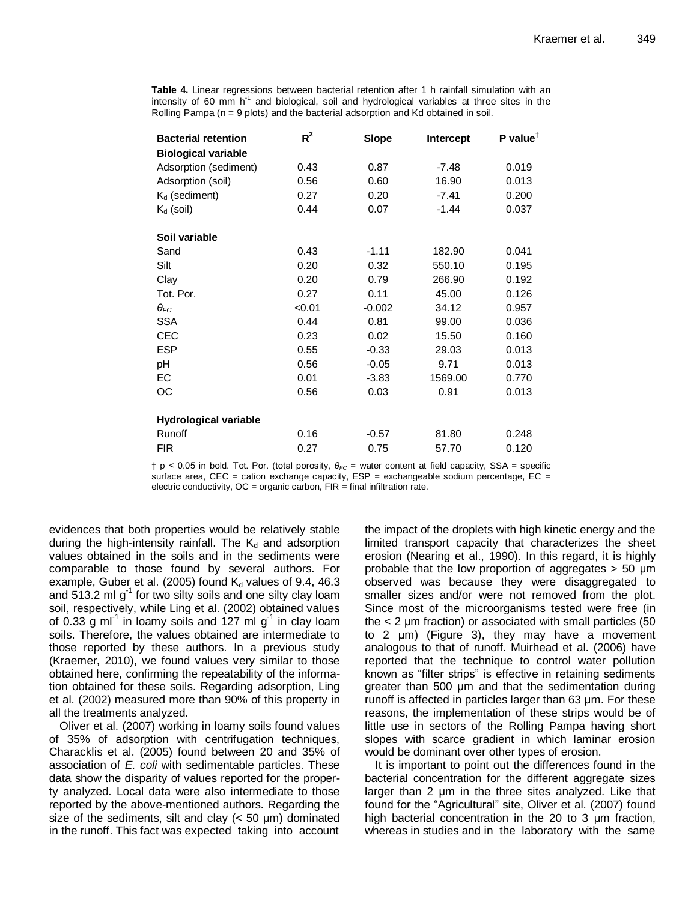**Table 4.** Linear regressions between bacterial retention after 1 h rainfall simulation with an intensity of 60 mm $h^{-1}$ and biological, soil and hydrological variables at three sites in the Rolling Pampa (n = 9 plots) and the bacterial adsorption and Kd obtained in soil.

| Bacterial retention | $R^2$ | Slope | Intercept | P value† |
|---|---|---|---|---|
| **Biological variable** | | | | |
| Adsorption (sediment) | 0.43 | 0.87 | -7.48 | 0.019 |
| Adsorption (soil) | 0.56 | 0.60 | 16.90 | 0.013 |
| $K_d$ (sediment) | 0.27 | 0.20 | -7.41 | 0.200 |
| $K_d$ (soil) | 0.44 | 0.07 | -1.44 | 0.037 |
| **Soil variable** | | | | |
| Sand | 0.43 | -1.11 | 182.90 | 0.041 |
| Silt | 0.20 | 0.32 | 550.10 | 0.195 |
| Clay | 0.20 | 0.79 | 266.90 | 0.192 |
| Tot. Por. | 0.27 | 0.11 | 45.00 | 0.126 |
| $\theta_{FC}$ | <0.01 | -0.002 | 34.12 | 0.957 |
| SSA | 0.44 | 0.81 | 99.00 | 0.036 |
| CEC | 0.23 | 0.02 | 15.50 | 0.160 |
| ESP | 0.55 | -0.33 | 29.03 | 0.013 |
| pH | 0.56 | -0.05 | 9.71 | 0.013 |
| EC | 0.01 | -3.83 | 1569.00 | 0.770 |
| OC | 0.56 | 0.03 | 0.91 | 0.013 |
| **Hydrological variable** | | | | |
| Runoff | 0.16 | -0.57 | 81.80 | 0.248 |
| FIR | 0.27 | 0.75 | 57.70 | 0.120 |

† $p < 0.05$ in bold. Tot. Por. (total porosity, $\theta_{FC}$ = water content at field capacity, SSA = specific surface area, CEC = cation exchange capacity, ESP = exchangeable sodium percentage, EC = electric conductivity, OC = organic carbon, FIR = final infiltration rate.

evidences that both properties would be relatively stable during the high-intensity rainfall. The $K_d$ and adsorption values obtained in the soils and in the sediments were comparable to those found by several authors. For example, Guber et al. (2005) found $K_d$ values of 9.4, 46.3 and 513.2 ml $g^{-1}$ for two silty soils and one silty clay loam soil, respectively, while Ling et al. (2002) obtained values of 0.33 g $ml^{-1}$ in loamy soils and 127 ml $g^{-1}$ in clay loam soils. Therefore, the values obtained are intermediate to those reported by these authors. In a previous study (Kraemer, 2010), we found values very similar to those obtained here, confirming the repeatability of the information obtained for these soils. Regarding adsorption, Ling et al. (2002) measured more than 90% of this property in all the treatments analyzed.

Oliver et al. (2007) working in loamy soils found values of 35% of adsorption with centrifugation techniques, Characklis et al. (2005) found between 20 and 35% of association of *E. coli* with sedimentable particles. These data show the disparity of values reported for the property analyzed. Local data were also intermediate to those reported by the above-mentioned authors. Regarding the size of the sediments, silt and clay (< 50 µm) dominated in the runoff. This fact was expected taking into account the impact of the droplets with high kinetic energy and the limited transport capacity that characterizes the sheet erosion (Nearing et al., 1990). In this regard, it is highly probable that the low proportion of aggregates > 50 µm observed was because they were disaggregated to smaller sizes and/or were not removed from the plot. Since most of the microorganisms tested were free (in the < 2 µm fraction) or associated with small particles (50 to 2 µm) (Figure 3), they may have a movement analogous to that of runoff. Muirhead et al. (2006) have reported that the technique to control water pollution known as "filter strips" is effective in retaining sediments greater than 500 µm and that the sedimentation during runoff is affected in particles larger than 63 µm. For these reasons, the implementation of these strips would be of little use in sectors of the Rolling Pampa having short slopes with scarce gradient in which laminar erosion would be dominant over other types of erosion.

It is important to point out the differences found in the bacterial concentration for the different aggregate sizes larger than 2 µm in the three sites analyzed. Like that found for the "Agricultural" site, Oliver et al. (2007) found high bacterial concentration in the 20 to 3 µm fraction, whereas in studies and in the laboratory with the same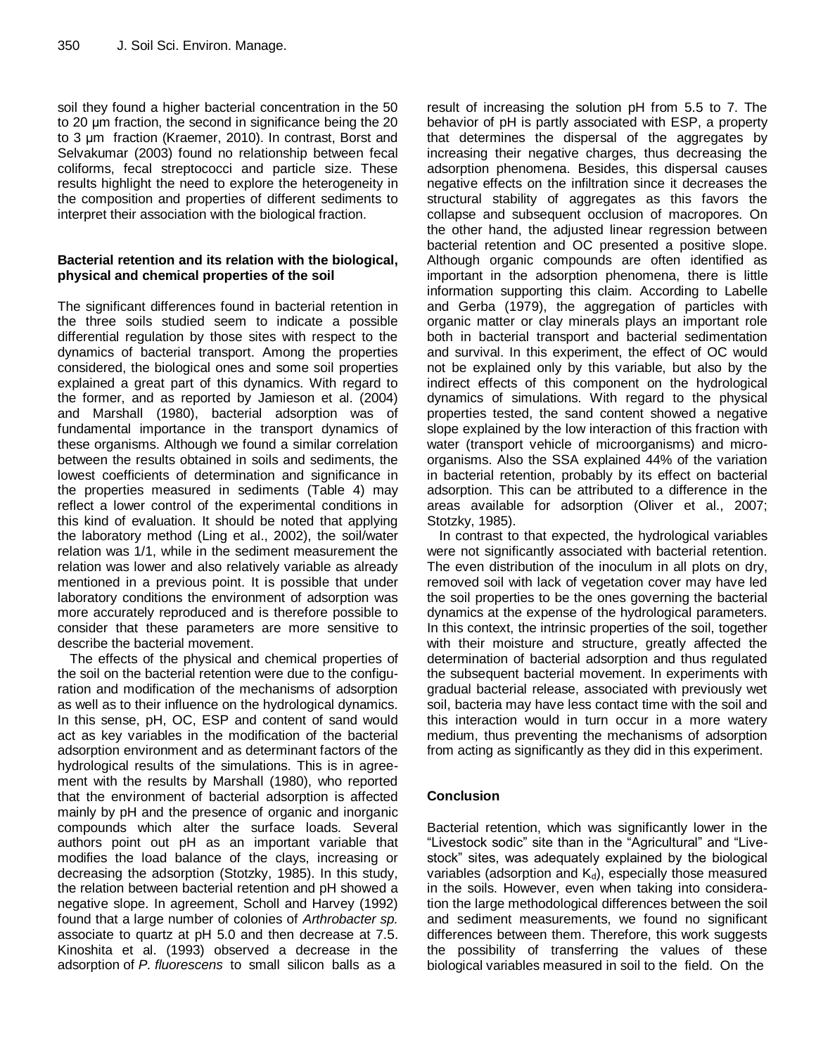soil they found a higher bacterial concentration in the 50 to 20 μm fraction, the second in significance being the 20 to 3 μm fraction (Kraemer, 2010). In contrast, Borst and Selvakumar (2003) found no relationship between fecal coliforms, fecal streptococci and particle size. These results highlight the need to explore the heterogeneity in the composition and properties of different sediments to interpret their association with the biological fraction.

### Bacterial retention and its relation with the biological, physical and chemical properties of the soil

The significant differences found in bacterial retention in the three soils studied seem to indicate a possible differential regulation by those sites with respect to the dynamics of bacterial transport. Among the properties considered, the biological ones and some soil properties explained a great part of this dynamics. With regard to the former, and as reported by Jamieson et al. (2004) and Marshall (1980), bacterial adsorption was of fundamental importance in the transport dynamics of these organisms. Although we found a similar correlation between the results obtained in soils and sediments, the lowest coefficients of determination and significance in the properties measured in sediments (Table 4) may reflect a lower control of the experimental conditions in this kind of evaluation. It should be noted that applying the laboratory method (Ling et al., 2002), the soil/water relation was 1/1, while in the sediment measurement the relation was lower and also relatively variable as already mentioned in a previous point. It is possible that under laboratory conditions the environment of adsorption was more accurately reproduced and is therefore possible to consider that these parameters are more sensitive to describe the bacterial movement.

The effects of the physical and chemical properties of the soil on the bacterial retention were due to the configuration and modification of the mechanisms of adsorption as well as to their influence on the hydrological dynamics. In this sense, pH, OC, ESP and content of sand would act as key variables in the modification of the bacterial adsorption environment and as determinant factors of the hydrological results of the simulations. This is in agreement with the results by Marshall (1980), who reported that the environment of bacterial adsorption is affected mainly by pH and the presence of organic and inorganic compounds which alter the surface loads. Several authors point out pH as an important variable that modifies the load balance of the clays, increasing or decreasing the adsorption (Stotzky, 1985). In this study, the relation between bacterial retention and pH showed a negative slope. In agreement, Scholl and Harvey (1992) found that a large number of colonies of *Arthrobacter sp.* associate to quartz at pH 5.0 and then decrease at 7.5. Kinoshita et al. (1993) observed a decrease in the adsorption of *P. fluorescens* to small silicon balls as a result of increasing the solution pH from 5.5 to 7. The behavior of pH is partly associated with ESP, a property that determines the dispersal of the aggregates by increasing their negative charges, thus decreasing the adsorption phenomena. Besides, this dispersal causes negative effects on the infiltration since it decreases the structural stability of aggregates as this favors the collapse and subsequent occlusion of macropores. On the other hand, the adjusted linear regression between bacterial retention and OC presented a positive slope. Although organic compounds are often identified as important in the adsorption phenomena, there is little information supporting this claim. According to Labelle and Gerba (1979), the aggregation of particles with organic matter or clay minerals plays an important role both in bacterial transport and bacterial sedimentation and survival. In this experiment, the effect of OC would not be explained only by this variable, but also by the indirect effects of this component on the hydrological dynamics of simulations. With regard to the physical properties tested, the sand content showed a negative slope explained by the low interaction of this fraction with water (transport vehicle of microorganisms) and microorganisms. Also the SSA explained 44% of the variation in bacterial retention, probably by its effect on bacterial adsorption. This can be attributed to a difference in the areas available for adsorption (Oliver et al., 2007; Stotzky, 1985).

In contrast to that expected, the hydrological variables were not significantly associated with bacterial retention. The even distribution of the inoculum in all plots on dry, removed soil with lack of vegetation cover may have led the soil properties to be the ones governing the bacterial dynamics at the expense of the hydrological parameters. In this context, the intrinsic properties of the soil, together with their moisture and structure, greatly affected the determination of bacterial adsorption and thus regulated the subsequent bacterial movement. In experiments with gradual bacterial release, associated with previously wet soil, bacteria may have less contact time with the soil and this interaction would in turn occur in a more watery medium, thus preventing the mechanisms of adsorption from acting as significantly as they did in this experiment.

## Conclusion

Bacterial retention, which was significantly lower in the "Livestock sodic" site than in the "Agricultural" and "Livestock" sites, was adequately explained by the biological variables (adsorption and $K_d$), especially those measured in the soils. However, even when taking into consideration the large methodological differences between the soil and sediment measurements, we found no significant differences between them. Therefore, this work suggests the possibility of transferring the values of these biological variables measured in soil to the field. On the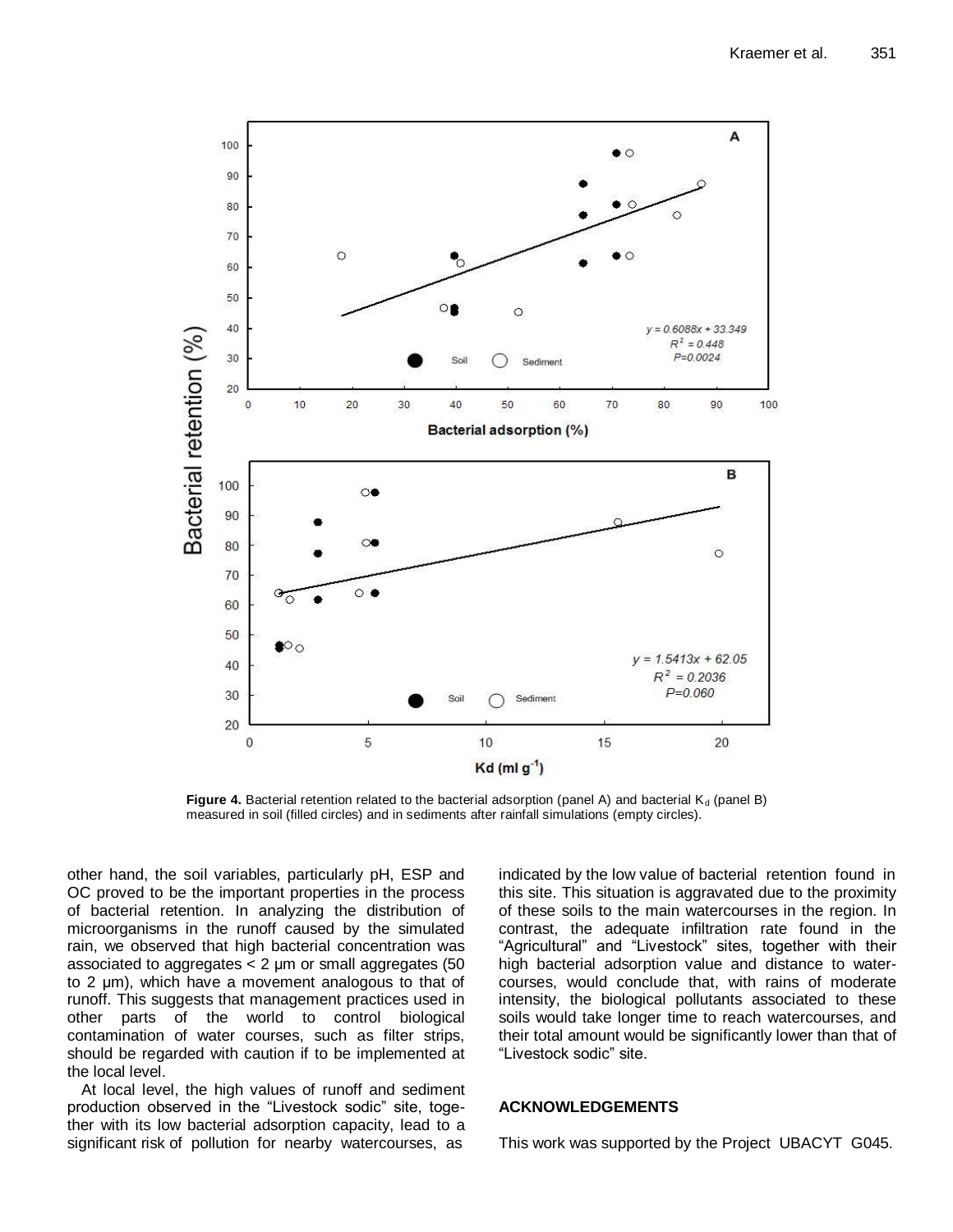**Figure 4.** Bacterial retention related to the bacterial adsorption (panel A) and bacterial $K_d$ (panel B) measured in soil (filled circles) and in sediments after rainfall simulations (empty circles).

other hand, the soil variables, particularly pH, ESP and OC proved to be the important properties in the process of bacterial retention. In analyzing the distribution of microorganisms in the runoff caused by the simulated rain, we observed that high bacterial concentration was associated to aggregates < 2 µm or small aggregates (50 to 2 µm), which have a movement analogous to that of runoff. This suggests that management practices used in other parts of the world to control biological contamination of water courses, such as filter strips, should be regarded with caution if to be implemented at the local level.

At local level, the high values of runoff and sediment production observed in the "Livestock sodic" site, together with its low bacterial adsorption capacity, lead to a significant risk of pollution for nearby watercourses, as indicated by the low value of bacterial retention found in this site. This situation is aggravated due to the proximity of these soils to the main watercourses in the region. In contrast, the adequate infiltration rate found in the "Agricultural" and "Livestock" sites, together with their high bacterial adsorption value and distance to watercourses, would conclude that, with rains of moderate intensity, the biological pollutants associated to these soils would take longer time to reach watercourses, and their total amount would be significantly lower than that of "Livestock sodic" site.

## ACKNOWLEDGEMENTS

This work was supported by the Project UBACYT G045.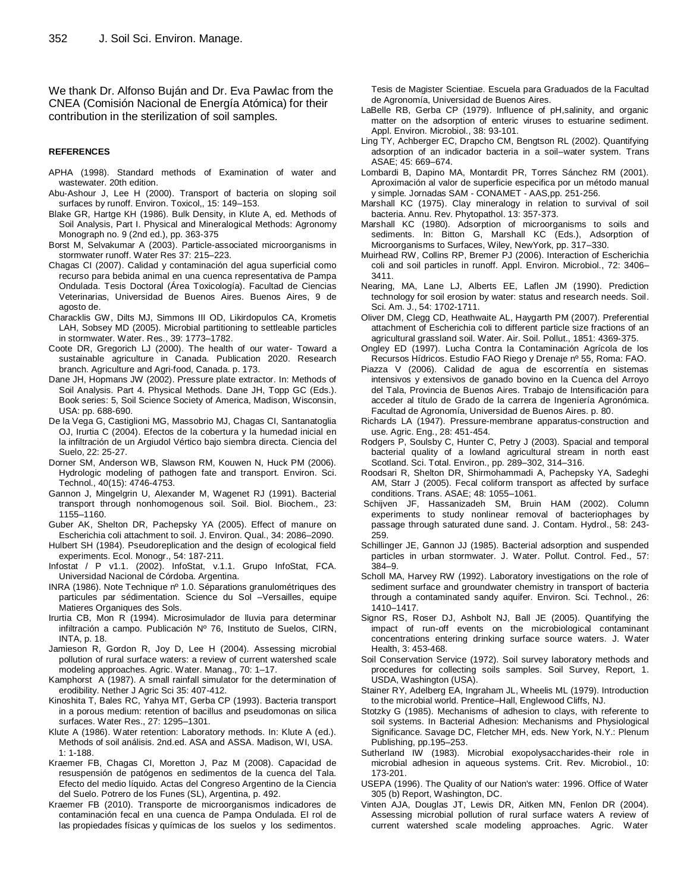We thank Dr. Alfonso Buján and Dr. Eva Pawlac from the CNEA (Comisión Nacional de Energía Atómica) for their contribution in the sterilization of soil samples.

## REFERENCES

APHA (1998). Standard methods of Examination of water and wastewater. 20th edition.

Abu-Ashour J, Lee H (2000). Transport of bacteria on sloping soil surfaces by runoff. Environ. Toxicol,, 15: 149–153.

Blake GR, Hartge KH (1986). Bulk Density, in Klute A, ed. Methods of Soil Analysis, Part I. Physical and Mineralogical Methods: Agronomy Monograph no. 9 (2nd ed.), pp. 363-375

Borst M, Selvakumar A (2003). Particle-associated microorganisms in stormwater runoff. Water Res 37: 215–223.

Chagas CI (2007). Calidad y contaminación del agua superficial como recurso para bebida animal en una cuenca representativa de Pampa Ondulada. Tesis Doctoral (Área Toxicología). Facultad de Ciencias Veterinarias, Universidad de Buenos Aires. Buenos Aires, 9 de agosto de.

Characklis GW, Dilts MJ, Simmons III OD, Likirdopulos CA, Krometis LAH, Sobsey MD (2005). Microbial partitioning to settleable particles in stormwater. Water. Res., 39: 1773–1782.

Coote DR, Gregorich LJ (2000). The health of our water- Toward a sustainable agriculture in Canada. Publication 2020. Research branch. Agriculture and Agri-food, Canada. p. 173.

Dane JH, Hopmans JW (2002). Pressure plate extractor. In: Methods of Soil Analysis. Part 4. Physical Methods. Dane JH, Topp GC (Eds.). Book series: 5, Soil Science Society of America, Madison, Wisconsin, USA: pp. 688-690.

De la Vega G, Castiglioni MG, Massobrio MJ, Chagas CI, Santanatoglia OJ, Irurtia C (2004). Efectos de la cobertura y la humedad inicial en la infiltración de un Argiudol Vértico bajo siembra directa. Ciencia del Suelo, 22: 25-27.

Dorner SM, Anderson WB, Slawson RM, Kouwen N, Huck PM (2006). Hydrologic modeling of pathogen fate and transport. Environ. Sci. Technol., 40(15): 4746-4753.

Gannon J, Mingelgrin U, Alexander M, Wagenet RJ (1991). Bacterial transport through nonhomogenous soil. Soil. Biol. Biochem., 23: 1155–1160.

Guber AK, Shelton DR, Pachepsky YA (2005). Effect of manure on Escherichia coli attachment to soil. J. Environ. Qual., 34: 2086–2090.

Hulbert SH (1984). Pseudoreplication and the design of ecological field experiments. Ecol. Monogr., 54: 187-211.

Infostat / P v1.1. (2002). InfoStat, v.1.1. Grupo InfoStat, FCA. Universidad Nacional de Córdoba. Argentina.

INRA (1986). Note Technique nº 1.0. Séparations granulométriques des particules par sédimentation. Science du Sol –Versailles, equipe Matieres Organiques des Sols.

Irurtia CB, Mon R (1994). Microsimulador de lluvia para determinar infiltración a campo. Publicación Nº 76, Instituto de Suelos, CIRN, INTA, p. 18.

Jamieson R, Gordon R, Joy D, Lee H (2004). Assessing microbial pollution of rural surface waters: a review of current watershed scale modeling approaches. Agric. Water. Manag., 70: 1–17.

Kamphorst A (1987). A small rainfall simulator for the determination of erodibility. Nether J Agric Sci 35: 407-412.

Kinoshita T, Bales RC, Yahya MT, Gerba CP (1993). Bacteria transport in a porous medium: retention of bacillus and pseudomonas on silica surfaces. Water Res., 27: 1295–1301.

Klute A (1986). Water retention: Laboratory methods. In: Klute A (ed.). Methods of soil análisis. 2nd.ed. ASA and ASSA. Madison, WI, USA. 1: 1-188.

Kraemer FB, Chagas CI, Moretton J, Paz M (2008). Capacidad de resuspensión de patógenos en sedimentos de la cuenca del Tala. Efecto del medio líquido. Actas del Congreso Argentino de la Ciencia del Suelo. Potrero de los Funes (SL), Argentina, p. 492.

Kraemer FB (2010). Transporte de microorganismos indicadores de contaminación fecal en una cuenca de Pampa Ondulada. El rol de las propiedades físicas y químicas de los suelos y los sedimentos. Tesis de Magister Scientiae. Escuela para Graduados de la Facultad de Agronomía, Universidad de Buenos Aires.

LaBelle RB, Gerba CP (1979). Influence of pH,salinity, and organic matter on the adsorption of enteric viruses to estuarine sediment. Appl. Environ. Microbiol., 38: 93-101.

Ling TY, Achberger EC, Drapcho CM, Bengtson RL (2002). Quantifying adsorption of an indicator bacteria in a soil–water system. Trans ASAE; 45: 669–674.

Lombardi B, Dapino MA, Montardit PR, Torres Sánchez RM (2001). Aproximación al valor de superficie especifica por un método manual y simple. Jornadas SAM - CONAMET - AAS,pp. 251-256.

Marshall KC (1975). Clay mineralogy in relation to survival of soil bacteria. Annu. Rev. Phytopathol. 13: 357-373.

Marshall KC (1980). Adsorption of microorganisms to soils and sediments. In: Bitton G, Marshall KC (Eds.), Adsorption of Microorganisms to Surfaces, Wiley, NewYork, pp. 317–330.

Muirhead RW, Collins RP, Bremer PJ (2006). Interaction of Escherichia coli and soil particles in runoff. Appl. Environ. Microbiol., 72: 3406–3411.

Nearing, MA, Lane LJ, Alberts EE, Laflen JM (1990). Prediction technology for soil erosion by water: status and research needs. Soil. Sci. Am. J., 54: 1702-1711.

Oliver DM, Clegg CD, Heathwaite AL, Haygarth PM (2007). Preferential attachment of Escherichia coli to different particle size fractions of an agricultural grassland soil. Water. Air. Soil. Pollut., 1851: 4369-375.

Ongley ED (1997). Lucha Contra la Contaminación Agrícola de los Recursos Hídricos. Estudio FAO Riego y Drenaje nº 55, Roma: FAO.

Piazza V (2006). Calidad de agua de escorrentía en sistemas intensivos y extensivos de ganado bovino en la Cuenca del Arroyo del Tala, Provincia de Buenos Aires. Trabajo de Intensificación para acceder al título de Grado de la carrera de Ingeniería Agronómica. Facultad de Agronomía, Universidad de Buenos Aires. p. 80.

Richards LA (1947). Pressure-membrane apparatus-construction and use. Agric. Eng., 28: 451-454.

Rodgers P, Soulsby C, Hunter C, Petry J (2003). Spacial and temporal bacterial quality of a lowland agricultural stream in north east Scotland. Sci. Total. Environ., pp. 289–302, 314–316.

Roodsari R, Shelton DR, Shirmohammadi A, Pachepsky YA, Sadeghi AM, Starr J (2005). Fecal coliform transport as affected by surface conditions. Trans. ASAE; 48: 1055–1061.

Schijven JF, Hassanizadeh SM, Bruin HAM (2002). Column experiments to study nonlinear removal of bacteriophages by passage through saturated dune sand. J. Contam. Hydrol., 58: 243-259.

Schillinger JE, Gannon JJ (1985). Bacterial adsorption and suspended particles in urban stormwater. J. Water. Pollut. Control. Fed., 57: 384–9.

Scholl MA, Harvey RW (1992). Laboratory investigations on the role of sediment surface and groundwater chemistry in transport of bacteria through a contaminated sandy aquifer. Environ. Sci. Technol., 26: 1410–1417.

Signor RS, Roser DJ, Ashbolt NJ, Ball JE (2005). Quantifying the impact of run-off events on the microbiological contaminant concentrations entering drinking surface source waters. J. Water Health, 3: 453-468.

Soil Conservation Service (1972). Soil survey laboratory methods and procedures for collecting soils samples. Soil Survey, Report, 1. USDA, Washington (USA).

Stainer RY, Adelberg EA, Ingraham JL, Wheelis ML (1979). Introduction to the microbial world. Prentice–Hall, Englewood Cliffs, NJ.

Stotzky G (1985). Mechanisms of adhesion to clays, with referente to soil systems. In Bacterial Adhesion: Mechanisms and Physiological Significance. Savage DC, Fletcher MH, eds. New York, N.Y.: Plenum Publishing, pp.195–253.

Sutherland IW (1983). Microbial exopolysaccharides-their role in microbial adhesion in aqueous systems. Crit. Rev. Microbiol., 10: 173-201.

USEPA (1996). The Quality of our Nation's water: 1996. Office of Water 305 (b) Report, Washington, DC.

Vinten AJA, Douglas JT, Lewis DR, Aitken MN, Fenlon DR (2004). Assessing microbial pollution of rural surface waters A review of current watershed scale modeling approaches. Agric. Water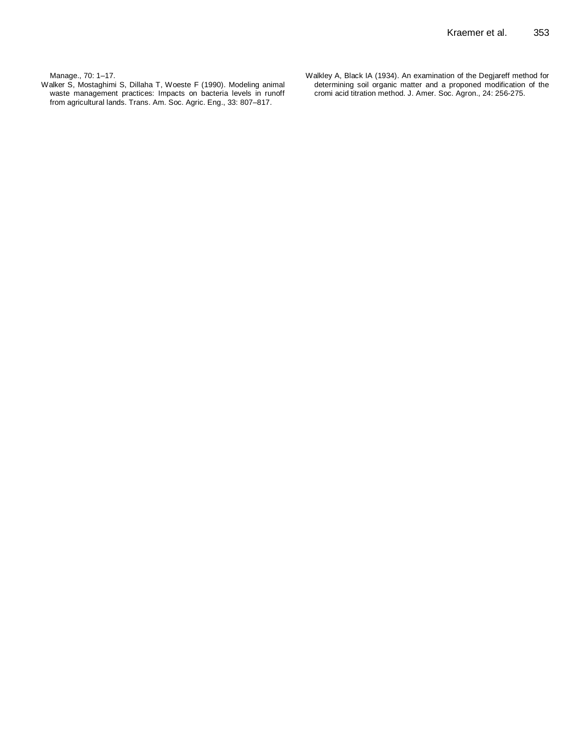Manage., 70: 1–17.

Walker S, Mostaghimi S, Dillaha T, Woeste F (1990). Modeling animal waste management practices: Impacts on bacteria levels in runoff from agricultural lands. Trans. Am. Soc. Agric. Eng., 33: 807–817.

Walkley A, Black IA (1934). An examination of the Degjareff method for determining soil organic matter and a proponed modification of the cromi acid titration method. J. Amer. Soc. Agron., 24: 256-275.